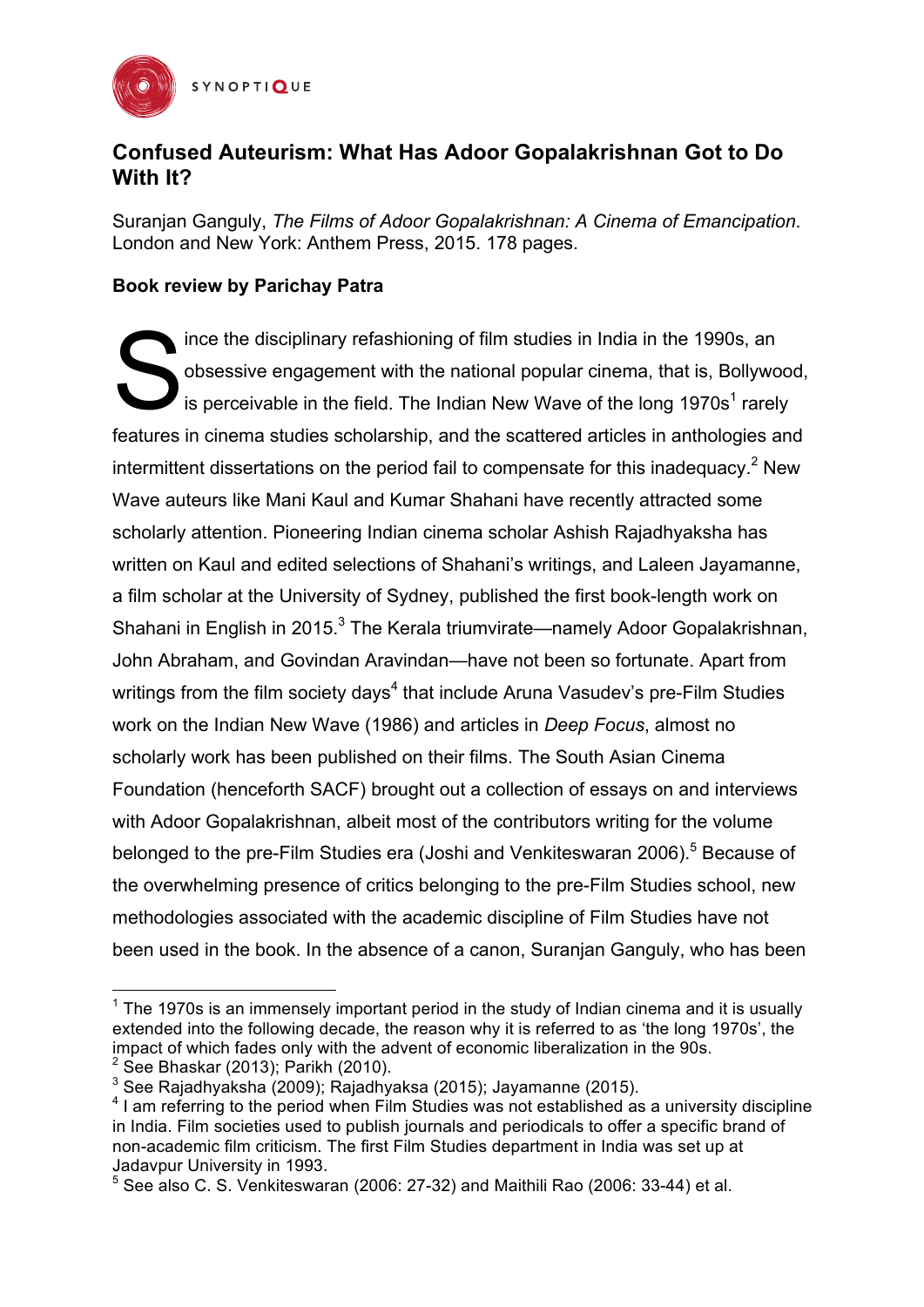## Confused Auteurism: What Has Adoor Gopalakrishnan Got to Do With It?

Suranjan Ganguly, *The Films of Adoor Gopalakrishnan: A Cinema of Emancipation*. London and New York: Anthem Press, 2015. 178 pages.

**Book review by Parichay Patra**

Since the disciplinary refashioning of film studies in India in the 1990s, an obsessive engagement with the national popular cinema, that is, Bollywood, is perceivable in the field. The Indian New Wave of the long 1970s[1] rarely features in cinema studies scholarship, and the scattered articles in anthologies and intermittent dissertations on the period fail to compensate for this inadequacy.[2] New Wave auteurs like Mani Kaul and Kumar Shahani have recently attracted some scholarly attention. Pioneering Indian cinema scholar Ashish Rajadhyaksha has written on Kaul and edited selections of Shahani's writings, and Laleen Jayamanne, a film scholar at the University of Sydney, published the first book-length work on Shahani in English in 2015.[3] The Kerala triumvirate—namely Adoor Gopalakrishnan, John Abraham, and Govindan Aravindan—have not been so fortunate. Apart from writings from the film society days[4] that include Aruna Vasudev's pre-Film Studies work on the Indian New Wave (1986) and articles in *Deep Focus*, almost no scholarly work has been published on their films. The South Asian Cinema Foundation (henceforth SACF) brought out a collection of essays on and interviews with Adoor Gopalakrishnan, albeit most of the contributors writing for the volume belonged to the pre-Film Studies era (Joshi and Venkiteswaran 2006).[5] Because of the overwhelming presence of critics belonging to the pre-Film Studies school, new methodologies associated with the academic discipline of Film Studies have not been used in the book. In the absence of a canon, Suranjan Ganguly, who has been

---

[1] The 1970s is an immensely important period in the study of Indian cinema and it is usually extended into the following decade, the reason why it is referred to as 'the long 1970s', the impact of which fades only with the advent of economic liberalization in the 90s.

[2] See Bhaskar (2013); Parikh (2010).

[3] See Rajadhyaksha (2009); Rajadhyaksa (2015); Jayamanne (2015).

[4] I am referring to the period when Film Studies was not established as a university discipline in India. Film societies used to publish journals and periodicals to offer a specific brand of non-academic film criticism. The first Film Studies department in India was set up at Jadavpur University in 1993.

[5] See also C. S. Venkiteswaran (2006: 27-32) and Maithili Rao (2006: 33-44) et al.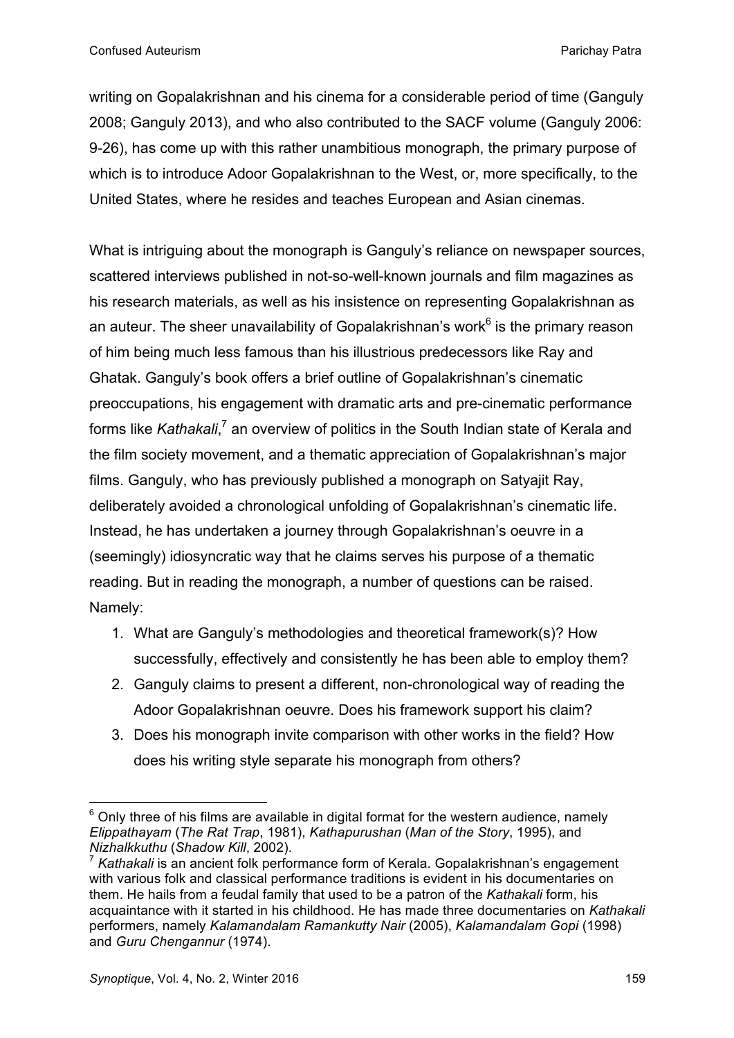writing on Gopalakrishnan and his cinema for a considerable period of time (Ganguly 2008; Ganguly 2013), and who also contributed to the SACF volume (Ganguly 2006: 9-26), has come up with this rather unambitious monograph, the primary purpose of which is to introduce Adoor Gopalakrishnan to the West, or, more specifically, to the United States, where he resides and teaches European and Asian cinemas.

What is intriguing about the monograph is Ganguly's reliance on newspaper sources, scattered interviews published in not-so-well-known journals and film magazines as his research materials, as well as his insistence on representing Gopalakrishnan as an auteur. The sheer unavailability of Gopalakrishnan's work[6] is the primary reason of him being much less famous than his illustrious predecessors like Ray and Ghatak. Ganguly's book offers a brief outline of Gopalakrishnan's cinematic preoccupations, his engagement with dramatic arts and pre-cinematic performance forms like *Kathakali*,[7] an overview of politics in the South Indian state of Kerala and the film society movement, and a thematic appreciation of Gopalakrishnan's major films. Ganguly, who has previously published a monograph on Satyajit Ray, deliberately avoided a chronological unfolding of Gopalakrishnan's cinematic life. Instead, he has undertaken a journey through Gopalakrishnan's oeuvre in a (seemingly) idiosyncratic way that he claims serves his purpose of a thematic reading. But in reading the monograph, a number of questions can be raised. Namely:

1. What are Ganguly's methodologies and theoretical framework(s)? How successfully, effectively and consistently he has been able to employ them?
2. Ganguly claims to present a different, non-chronological way of reading the Adoor Gopalakrishnan oeuvre. Does his framework support his claim?
3. Does his monograph invite comparison with other works in the field? How does his writing style separate his monograph from others?

---

[6] Only three of his films are available in digital format for the western audience, namely *Elippathayam* (*The Rat Trap*, 1981), *Kathapurushan* (*Man of the Story*, 1995), and *Nizhalkkuthu* (*Shadow Kill*, 2002).

[7] *Kathakali* is an ancient folk performance form of Kerala. Gopalakrishnan's engagement with various folk and classical performance traditions is evident in his documentaries on them. He hails from a feudal family that used to be a patron of the *Kathakali* form, his acquaintance with it started in his childhood. He has made three documentaries on *Kathakali* performers, namely *Kalamandalam Ramankutty Nair* (2005), *Kalamandalam Gopi* (1998) and *Guru Chengannur* (1974).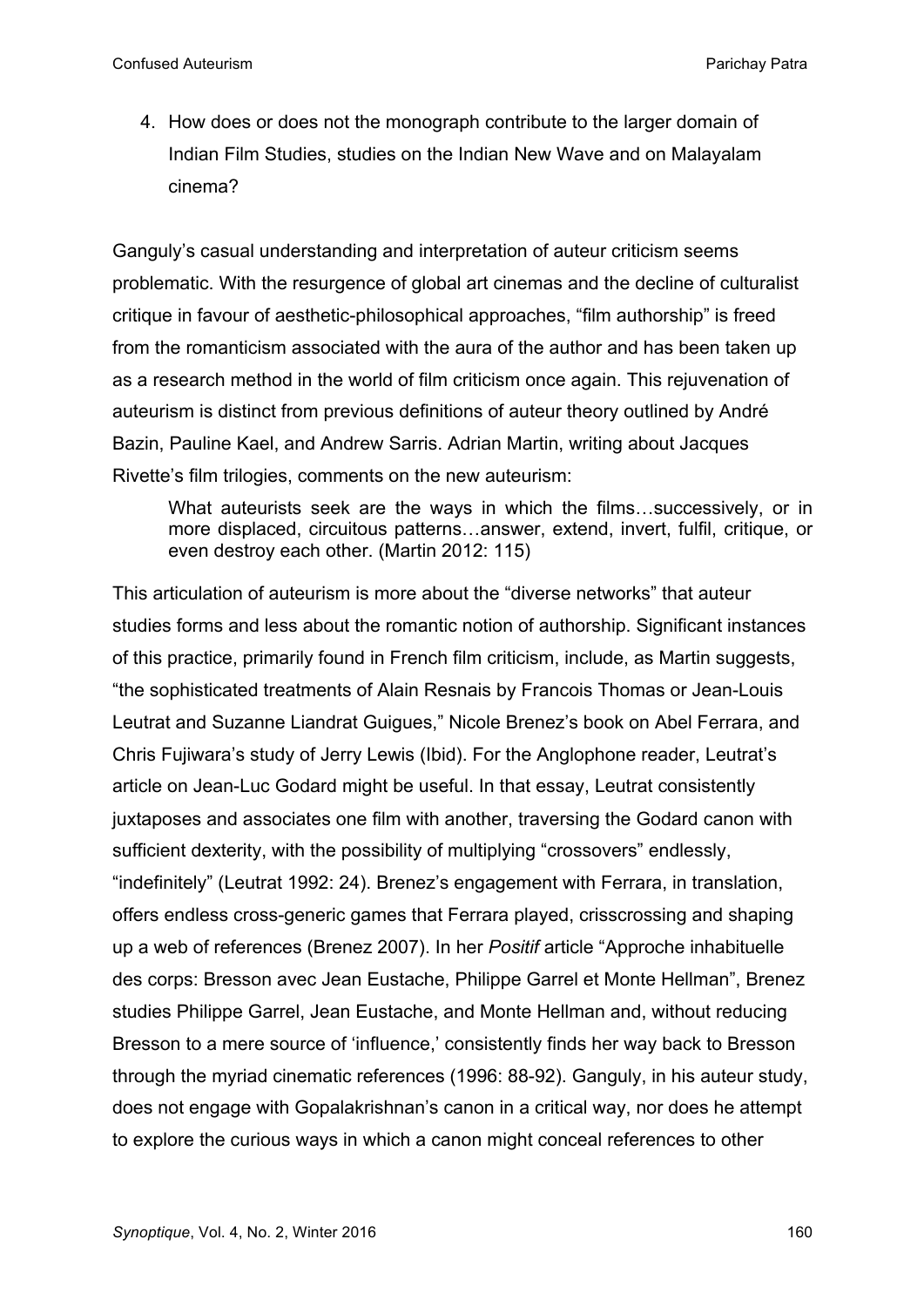4. How does or does not the monograph contribute to the larger domain of Indian Film Studies, studies on the Indian New Wave and on Malayalam cinema?

Ganguly's casual understanding and interpretation of auteur criticism seems problematic. With the resurgence of global art cinemas and the decline of culturalist critique in favour of aesthetic-philosophical approaches, "film authorship" is freed from the romanticism associated with the aura of the author and has been taken up as a research method in the world of film criticism once again. This rejuvenation of auteurism is distinct from previous definitions of auteur theory outlined by André Bazin, Pauline Kael, and Andrew Sarris. Adrian Martin, writing about Jacques Rivette's film trilogies, comments on the new auteurism:

> What auteurists seek are the ways in which the films…successively, or in more displaced, circuitous patterns…answer, extend, invert, fulfil, critique, or even destroy each other. (Martin 2012: 115)

This articulation of auteurism is more about the "diverse networks" that auteur studies forms and less about the romantic notion of authorship. Significant instances of this practice, primarily found in French film criticism, include, as Martin suggests, "the sophisticated treatments of Alain Resnais by Francois Thomas or Jean-Louis Leutrat and Suzanne Liandrat Guigues," Nicole Brenez's book on Abel Ferrara, and Chris Fujiwara's study of Jerry Lewis (Ibid). For the Anglophone reader, Leutrat's article on Jean-Luc Godard might be useful. In that essay, Leutrat consistently juxtaposes and associates one film with another, traversing the Godard canon with sufficient dexterity, with the possibility of multiplying "crossovers" endlessly, "indefinitely" (Leutrat 1992: 24). Brenez's engagement with Ferrara, in translation, offers endless cross-generic games that Ferrara played, crisscrossing and shaping up a web of references (Brenez 2007). In her *Positif* article "Approche inhabituelle des corps: Bresson avec Jean Eustache, Philippe Garrel et Monte Hellman", Brenez studies Philippe Garrel, Jean Eustache, and Monte Hellman and, without reducing Bresson to a mere source of 'influence,' consistently finds her way back to Bresson through the myriad cinematic references (1996: 88-92). Ganguly, in his auteur study, does not engage with Gopalakrishnan's canon in a critical way, nor does he attempt to explore the curious ways in which a canon might conceal references to other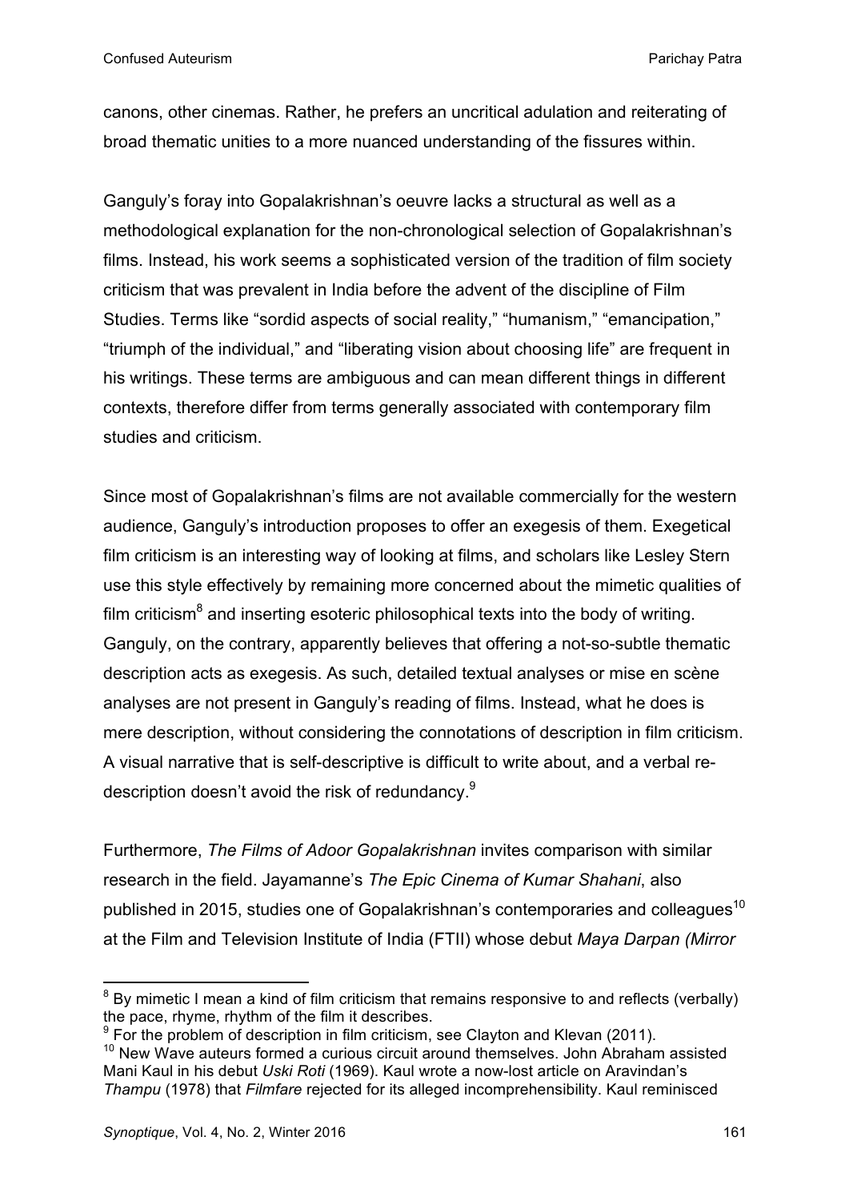canons, other cinemas. Rather, he prefers an uncritical adulation and reiterating of broad thematic unities to a more nuanced understanding of the fissures within.

Ganguly's foray into Gopalakrishnan's oeuvre lacks a structural as well as a methodological explanation for the non-chronological selection of Gopalakrishnan's films. Instead, his work seems a sophisticated version of the tradition of film society criticism that was prevalent in India before the advent of the discipline of Film Studies. Terms like "sordid aspects of social reality," "humanism," "emancipation," "triumph of the individual," and "liberating vision about choosing life" are frequent in his writings. These terms are ambiguous and can mean different things in different contexts, therefore differ from terms generally associated with contemporary film studies and criticism.

Since most of Gopalakrishnan's films are not available commercially for the western audience, Ganguly's introduction proposes to offer an exegesis of them. Exegetical film criticism is an interesting way of looking at films, and scholars like Lesley Stern use this style effectively by remaining more concerned about the mimetic qualities of film criticism[8] and inserting esoteric philosophical texts into the body of writing. Ganguly, on the contrary, apparently believes that offering a not-so-subtle thematic description acts as exegesis. As such, detailed textual analyses or mise en scène analyses are not present in Ganguly's reading of films. Instead, what he does is mere description, without considering the connotations of description in film criticism. A visual narrative that is self-descriptive is difficult to write about, and a verbal re-description doesn't avoid the risk of redundancy.[9]

Furthermore, *The Films of Adoor Gopalakrishnan* invites comparison with similar research in the field. Jayamanne's *The Epic Cinema of Kumar Shahani*, also published in 2015, studies one of Gopalakrishnan's contemporaries and colleagues[10] at the Film and Television Institute of India (FTII) whose debut *Maya Darpan (Mirror*

---

[8] By mimetic I mean a kind of film criticism that remains responsive to and reflects (verbally) the pace, rhyme, rhythm of the film it describes.

[9] For the problem of description in film criticism, see Clayton and Klevan (2011).

[10] New Wave auteurs formed a curious circuit around themselves. John Abraham assisted Mani Kaul in his debut *Uski Roti* (1969). Kaul wrote a now-lost article on Aravindan's *Thampu* (1978) that *Filmfare* rejected for its alleged incomprehensibility. Kaul reminisced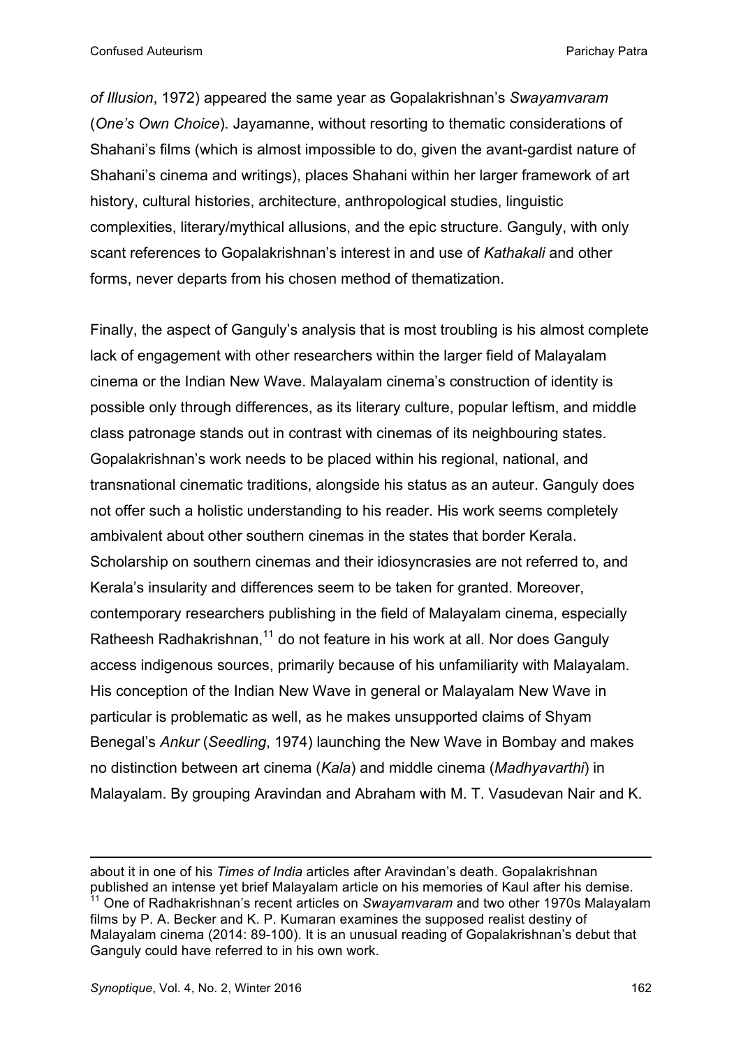*of Illusion*, 1972) appeared the same year as Gopalakrishnan's *Swayamvaram* (*One's Own Choice*). Jayamanne, without resorting to thematic considerations of Shahani's films (which is almost impossible to do, given the avant-gardist nature of Shahani's cinema and writings), places Shahani within her larger framework of art history, cultural histories, architecture, anthropological studies, linguistic complexities, literary/mythical allusions, and the epic structure. Ganguly, with only scant references to Gopalakrishnan's interest in and use of *Kathakali* and other forms, never departs from his chosen method of thematization.

Finally, the aspect of Ganguly's analysis that is most troubling is his almost complete lack of engagement with other researchers within the larger field of Malayalam cinema or the Indian New Wave. Malayalam cinema's construction of identity is possible only through differences, as its literary culture, popular leftism, and middle class patronage stands out in contrast with cinemas of its neighbouring states. Gopalakrishnan's work needs to be placed within his regional, national, and transnational cinematic traditions, alongside his status as an auteur. Ganguly does not offer such a holistic understanding to his reader. His work seems completely ambivalent about other southern cinemas in the states that border Kerala. Scholarship on southern cinemas and their idiosyncrasies are not referred to, and Kerala's insularity and differences seem to be taken for granted. Moreover, contemporary researchers publishing in the field of Malayalam cinema, especially Ratheesh Radhakrishnan,[11] do not feature in his work at all. Nor does Ganguly access indigenous sources, primarily because of his unfamiliarity with Malayalam. His conception of the Indian New Wave in general or Malayalam New Wave in particular is problematic as well, as he makes unsupported claims of Shyam Benegal's *Ankur* (*Seedling*, 1974) launching the New Wave in Bombay and makes no distinction between art cinema (*Kala*) and middle cinema (*Madhyavarthi*) in Malayalam. By grouping Aravindan and Abraham with M. T. Vasudevan Nair and K.

---

about it in one of his *Times of India* articles after Aravindan's death. Gopalakrishnan published an intense yet brief Malayalam article on his memories of Kaul after his demise.

[11] One of Radhakrishnan's recent articles on *Swayamvaram* and two other 1970s Malayalam films by P. A. Becker and K. P. Kumaran examines the supposed realist destiny of Malayalam cinema (2014: 89-100). It is an unusual reading of Gopalakrishnan's debut that Ganguly could have referred to in his own work.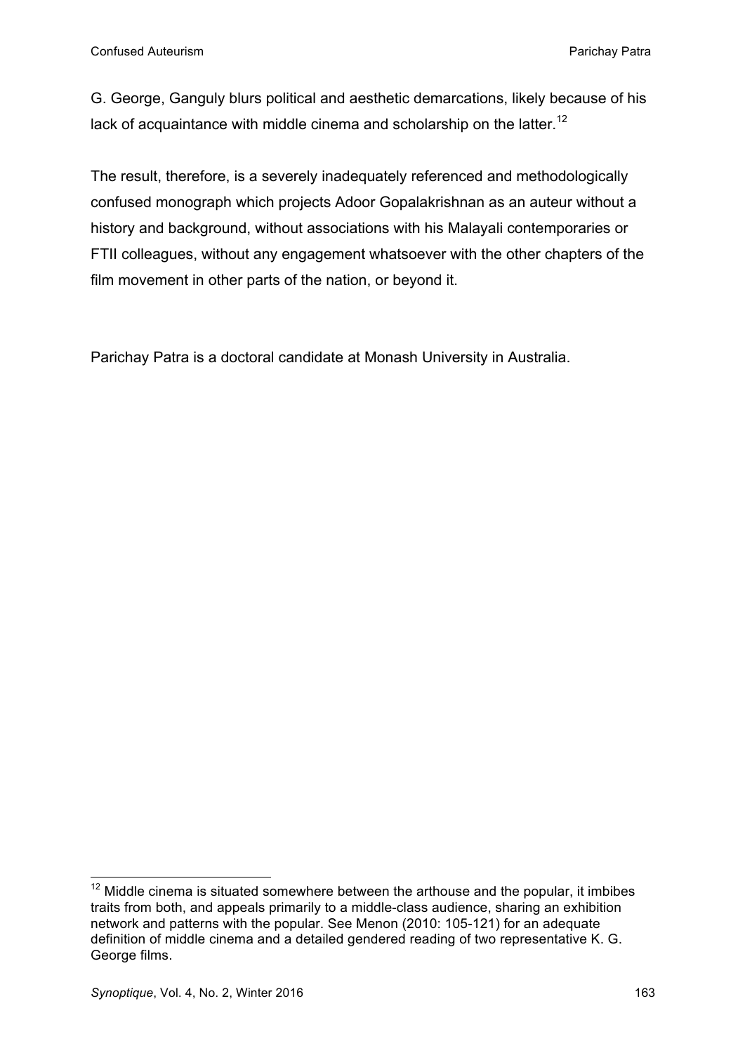G. George, Ganguly blurs political and aesthetic demarcations, likely because of his lack of acquaintance with middle cinema and scholarship on the latter.[12]

The result, therefore, is a severely inadequately referenced and methodologically confused monograph which projects Adoor Gopalakrishnan as an auteur without a history and background, without associations with his Malayali contemporaries or FTII colleagues, without any engagement whatsoever with the other chapters of the film movement in other parts of the nation, or beyond it.

Parichay Patra is a doctoral candidate at Monash University in Australia.

---

[12] Middle cinema is situated somewhere between the arthouse and the popular, it imbibes traits from both, and appeals primarily to a middle-class audience, sharing an exhibition network and patterns with the popular. See Menon (2010: 105-121) for an adequate definition of middle cinema and a detailed gendered reading of two representative K. G. George films.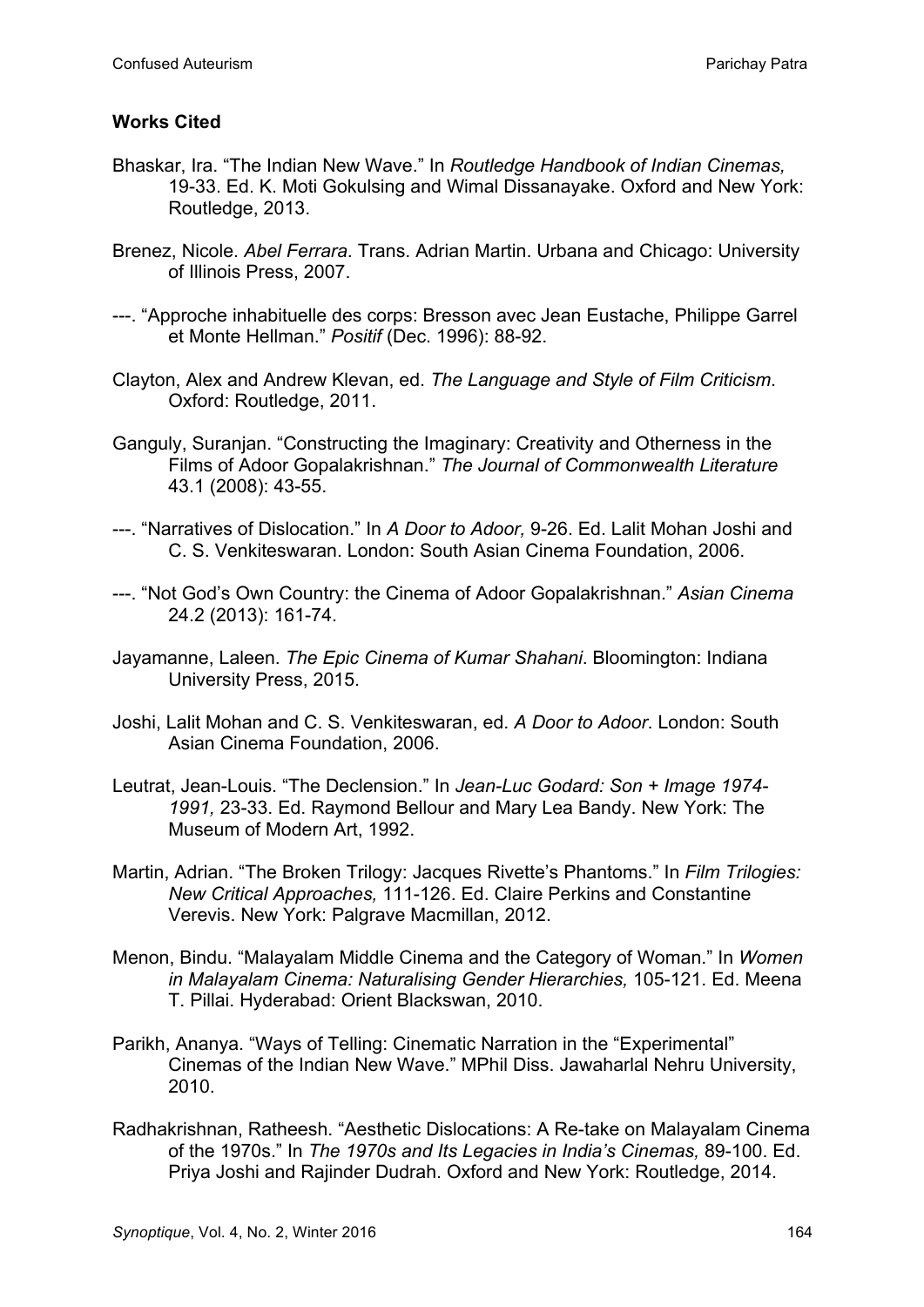**Works Cited**

Bhaskar, Ira. "The Indian New Wave." In *Routledge Handbook of Indian Cinemas,* 19-33. Ed. K. Moti Gokulsing and Wimal Dissanayake. Oxford and New York: Routledge, 2013.

Brenez, Nicole. *Abel Ferrara*. Trans. Adrian Martin. Urbana and Chicago: University of Illinois Press, 2007.

---. "Approche inhabituelle des corps: Bresson avec Jean Eustache, Philippe Garrel et Monte Hellman." *Positif* (Dec. 1996): 88-92.

Clayton, Alex and Andrew Klevan, ed. *The Language and Style of Film Criticism*. Oxford: Routledge, 2011.

Ganguly, Suranjan. "Constructing the Imaginary: Creativity and Otherness in the Films of Adoor Gopalakrishnan." *The Journal of Commonwealth Literature* 43.1 (2008): 43-55.

---. "Narratives of Dislocation." In *A Door to Adoor,* 9-26. Ed. Lalit Mohan Joshi and C. S. Venkiteswaran. London: South Asian Cinema Foundation, 2006.

---. "Not God's Own Country: the Cinema of Adoor Gopalakrishnan." *Asian Cinema* 24.2 (2013): 161-74.

Jayamanne, Laleen. *The Epic Cinema of Kumar Shahani*. Bloomington: Indiana University Press, 2015.

Joshi, Lalit Mohan and C. S. Venkiteswaran, ed. *A Door to Adoor*. London: South Asian Cinema Foundation, 2006.

Leutrat, Jean-Louis. "The Declension." In *Jean-Luc Godard: Son + Image 1974-1991,* 23-33. Ed. Raymond Bellour and Mary Lea Bandy. New York: The Museum of Modern Art, 1992.

Martin, Adrian. "The Broken Trilogy: Jacques Rivette's Phantoms." In *Film Trilogies: New Critical Approaches,* 111-126. Ed. Claire Perkins and Constantine Verevis. New York: Palgrave Macmillan, 2012.

Menon, Bindu. "Malayalam Middle Cinema and the Category of Woman." In *Women in Malayalam Cinema: Naturalising Gender Hierarchies,* 105-121. Ed. Meena T. Pillai. Hyderabad: Orient Blackswan, 2010.

Parikh, Ananya. "Ways of Telling: Cinematic Narration in the "Experimental" Cinemas of the Indian New Wave." MPhil Diss. Jawaharlal Nehru University, 2010.

Radhakrishnan, Ratheesh. "Aesthetic Dislocations: A Re-take on Malayalam Cinema of the 1970s." In *The 1970s and Its Legacies in India's Cinemas,* 89-100. Ed. Priya Joshi and Rajinder Dudrah. Oxford and New York: Routledge, 2014.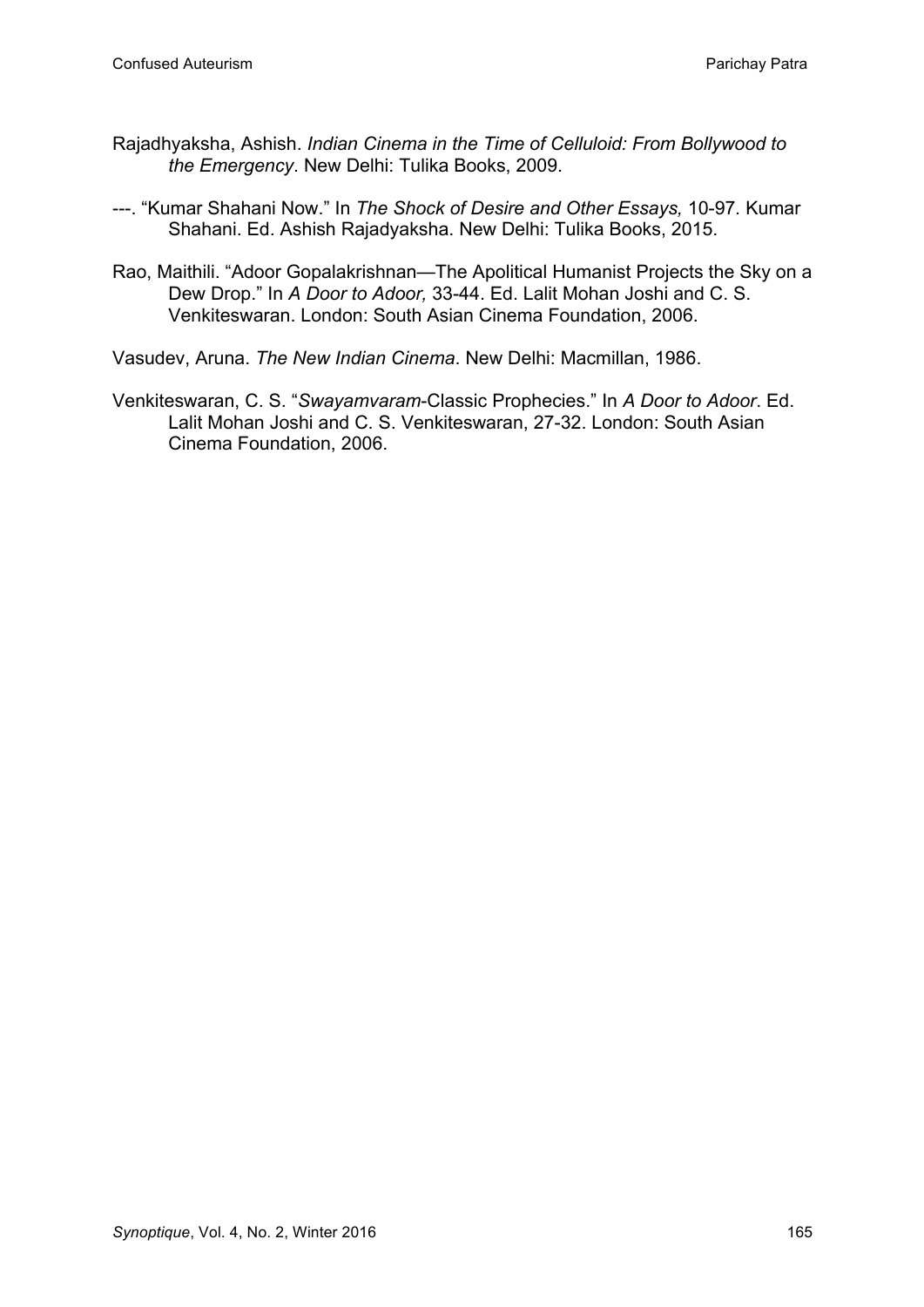Rajadhyaksha, Ashish. *Indian Cinema in the Time of Celluloid: From Bollywood to the Emergency*. New Delhi: Tulika Books, 2009.

---. "Kumar Shahani Now." In *The Shock of Desire and Other Essays,* 10-97. Kumar Shahani. Ed. Ashish Rajadyaksha. New Delhi: Tulika Books, 2015.

Rao, Maithili. "Adoor Gopalakrishnan—The Apolitical Humanist Projects the Sky on a Dew Drop." In *A Door to Adoor,* 33-44. Ed. Lalit Mohan Joshi and C. S. Venkiteswaran. London: South Asian Cinema Foundation, 2006.

Vasudev, Aruna. *The New Indian Cinema*. New Delhi: Macmillan, 1986.

Venkiteswaran, C. S. "*Swayamvaram*-Classic Prophecies." In *A Door to Adoor*. Ed. Lalit Mohan Joshi and C. S. Venkiteswaran, 27-32. London: South Asian Cinema Foundation, 2006.